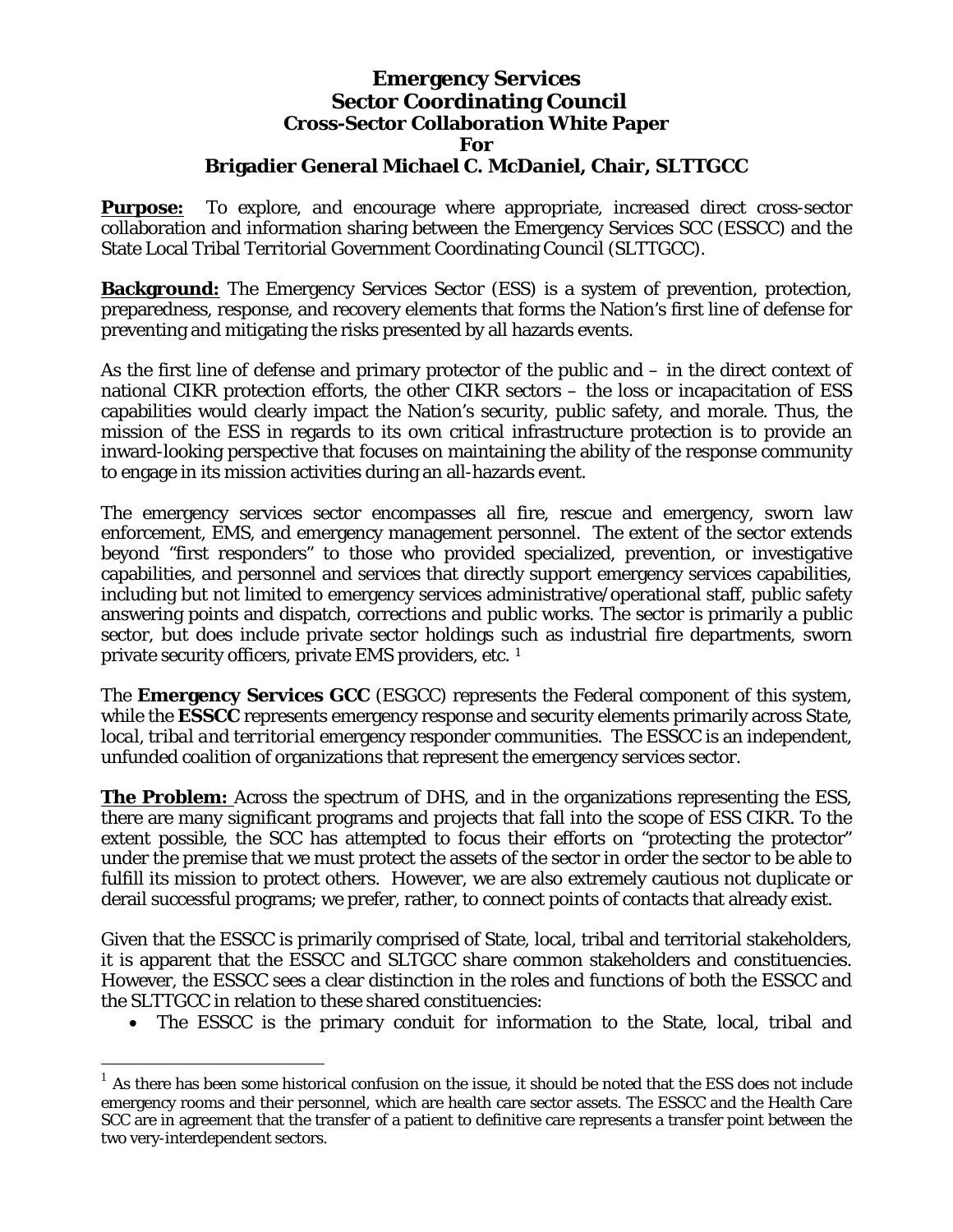# Emergency Services
# Sector Coordinating Council
## Cross-Sector Collaboration White Paper
## For
## Brigadier General Michael C. McDaniel, Chair, SLTTGCC

**Purpose:** To explore, and encourage where appropriate, increased direct cross-sector collaboration and information sharing between the Emergency Services SCC (ESSCC) and the State Local Tribal Territorial Government Coordinating Council (SLTTGCC).

**Background:** The Emergency Services Sector (ESS) is a system of prevention, protection, preparedness, response, and recovery elements that forms the Nation's first line of defense for preventing and mitigating the risks presented by all hazards events.

As the first line of defense and primary protector of the public and – in the direct context of national CIKR protection efforts, the other CIKR sectors – the loss or incapacitation of ESS capabilities would clearly impact the Nation's security, public safety, and morale. Thus, the mission of the ESS in regards to its own critical infrastructure protection is to provide an inward-looking perspective that focuses on maintaining the ability of the response community to engage in its mission activities during an all-hazards event.

The emergency services sector encompasses all fire, rescue and emergency, sworn law enforcement, EMS, and emergency management personnel. The extent of the sector extends beyond "first responders" to those who provided specialized, prevention, or investigative capabilities, and personnel and services that directly support emergency services capabilities, including but not limited to emergency services administrative/operational staff, public safety answering points and dispatch, corrections and public works. The sector is primarily a public sector, but does include private sector holdings such as industrial fire departments, sworn private security officers, private EMS providers, etc. [1]

The **Emergency Services GCC** (ESGCC) represents the Federal component of this system, while the **ESSCC** represents emergency response and security elements primarily across *State, local, tribal and territorial* emergency responder communities. The ESSCC is an independent, unfunded coalition of organizations that represent the emergency services sector.

**The Problem:** Across the spectrum of DHS, and in the organizations representing the ESS, there are many significant programs and projects that fall into the scope of ESS CIKR. To the extent possible, the SCC has attempted to focus their efforts on "protecting the protector" under the premise that we must protect the assets of the sector in order the sector to be able to fulfill its mission to protect others. However, we are also extremely cautious not duplicate or derail successful programs; we prefer, rather, to connect points of contacts that already exist.

Given that the ESSCC is primarily comprised of State, local, tribal and territorial stakeholders, it is apparent that the ESSCC and SLTGCC share common stakeholders and constituencies. However, the ESSCC sees a clear distinction in the roles and functions of both the ESSCC and the SLTTGCC in relation to these shared constituencies:

- The ESSCC is the primary conduit for information to the State, local, tribal and

[1] As there has been some historical confusion on the issue, it should be noted that the ESS does not include emergency rooms and their personnel, which are health care sector assets. The ESSCC and the Health Care SCC are in agreement that the transfer of a patient to definitive care represents a transfer point between the two very-interdependent sectors.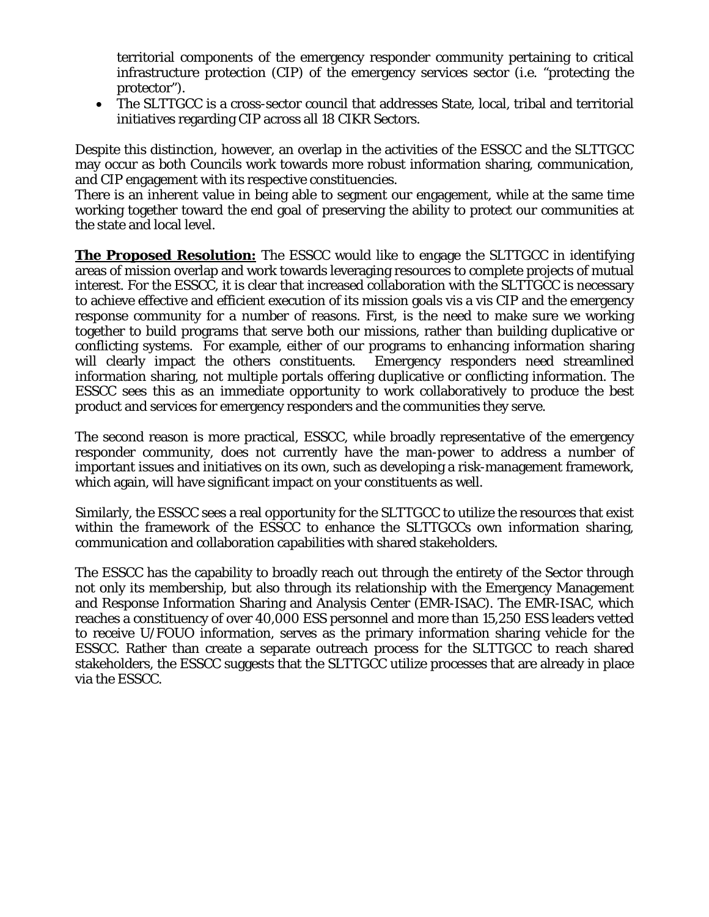territorial components of the emergency responder community pertaining to critical infrastructure protection (CIP) of the emergency services sector (i.e. "protecting the protector").

- The SLTTGCC is a cross-sector council that addresses State, local, tribal and territorial initiatives regarding CIP across all 18 CIKR Sectors.

Despite this distinction, however, an overlap in the activities of the ESSCC and the SLTTGCC may occur as both Councils work towards more robust information sharing, communication, and CIP engagement with its respective constituencies.

There is an inherent value in being able to segment our engagement, while at the same time working together toward the end goal of preserving the ability to protect our communities at the state and local level.

**The Proposed Resolution:** The ESSCC would like to engage the SLTTGCC in identifying areas of mission overlap and work towards leveraging resources to complete projects of mutual interest. For the ESSCC, it is clear that increased collaboration with the SLTTGCC is necessary to achieve effective and efficient execution of its mission goals vis a vis CIP and the emergency response community for a number of reasons. First, is the need to make sure we working together to build programs that serve both our missions, rather than building duplicative or conflicting systems. For example, either of our programs to enhancing information sharing will clearly impact the others constituents. Emergency responders need streamlined information sharing, not multiple portals offering duplicative or conflicting information. The ESSCC sees this as an immediate opportunity to work collaboratively to produce the best product and services for emergency responders and the communities they serve.

The second reason is more practical, ESSCC, while broadly representative of the emergency responder community, does not currently have the man-power to address a number of important issues and initiatives on its own, such as developing a risk-management framework, which again, will have significant impact on your constituents as well.

Similarly, the ESSCC sees a real opportunity for the SLTTGCC to utilize the resources that exist within the framework of the ESSCC to enhance the SLTTGCCs own information sharing, communication and collaboration capabilities with shared stakeholders.

The ESSCC has the capability to broadly reach out through the entirety of the Sector through not only its membership, but also through its relationship with the Emergency Management and Response Information Sharing and Analysis Center (EMR-ISAC). The EMR-ISAC, which reaches a constituency of over 40,000 ESS personnel and more than 15,250 ESS leaders vetted to receive U/FOUO information, serves as the primary information sharing vehicle for the ESSCC. Rather than create a separate outreach process for the SLTTGCC to reach shared stakeholders, the ESSCC suggests that the SLTTGCC utilize processes that are already in place via the ESSCC.